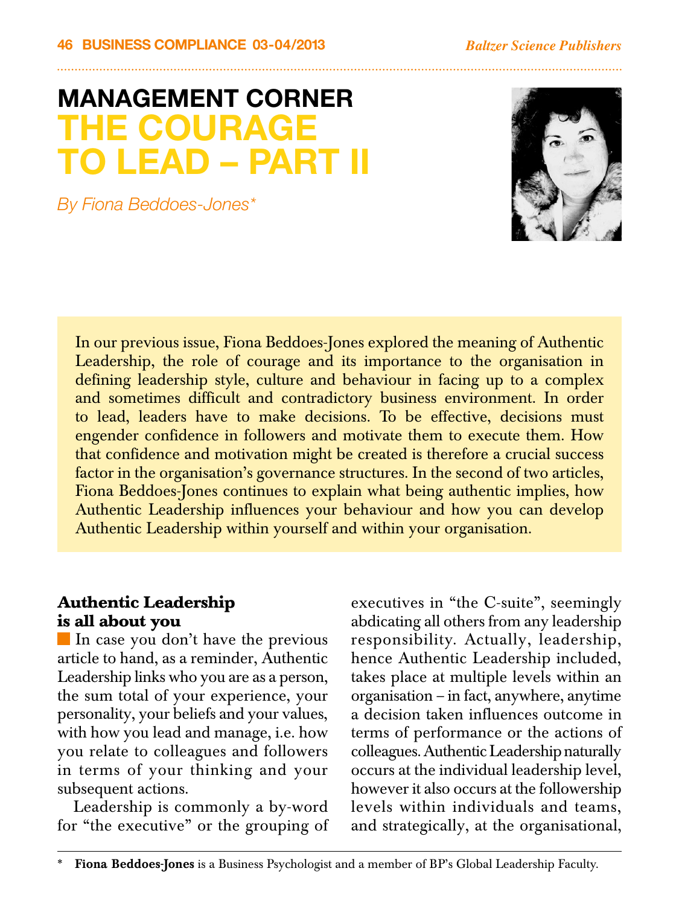# MANAGEMENT CORNER
# THE COURAGE TO LEAD – PART II

*By Fiona Beddoes-Jones**

In our previous issue, Fiona Beddoes-Jones explored the meaning of Authentic Leadership, the role of courage and its importance to the organisation in defining leadership style, culture and behaviour in facing up to a complex and sometimes difficult and contradictory business environment. In order to lead, leaders have to make decisions. To be effective, decisions must engender confidence in followers and motivate them to execute them. How that confidence and motivation might be created is therefore a crucial success factor in the organisation's governance structures. In the second of two articles, Fiona Beddoes-Jones continues to explain what being authentic implies, how Authentic Leadership influences your behaviour and how you can develop Authentic Leadership within yourself and within your organisation.

## Authentic Leadership is all about you

In case you don't have the previous article to hand, as a reminder, Authentic Leadership links who you are as a person, the sum total of your experience, your personality, your beliefs and your values, with how you lead and manage, i.e. how you relate to colleagues and followers in terms of your thinking and your subsequent actions.

Leadership is commonly a by-word for "the executive" or the grouping of executives in "the C-suite", seemingly abdicating all others from any leadership responsibility. Actually, leadership, hence Authentic Leadership included, takes place at multiple levels within an organisation – in fact, anywhere, anytime a decision taken influences outcome in terms of performance or the actions of colleagues. Authentic Leadership naturally occurs at the individual leadership level, however it also occurs at the followership levels within individuals and teams, and strategically, at the organisational,

\* **Fiona Beddoes-Jones** is a Business Psychologist and a member of BP's Global Leadership Faculty.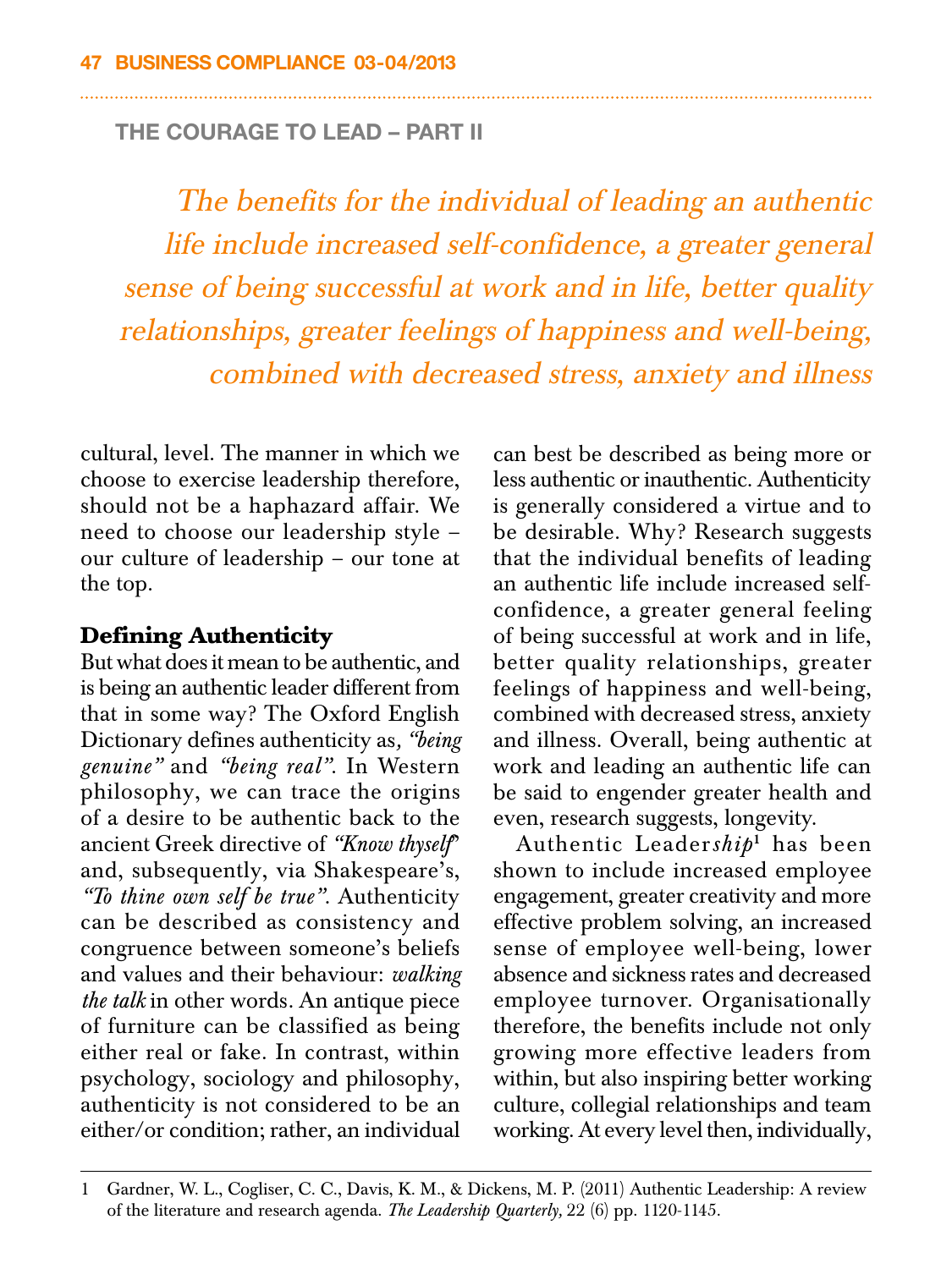The benefits for the individual of leading an authentic life include increased self-confidence, a greater general sense of being successful at work and in life, better quality relationships, greater feelings of happiness and well-being, combined with decreased stress, anxiety and illness

cultural, level. The manner in which we choose to exercise leadership therefore, should not be a haphazard affair. We need to choose our leadership style – our culture of leadership – our tone at the top.

## Defining Authenticity

But what does it mean to be authentic, and is being an authentic leader different from that in some way? The Oxford English Dictionary defines authenticity as*, "being genuine"* and *"being real"*. In Western philosophy, we can trace the origins of a desire to be authentic back to the ancient Greek directive of *"Know thyself"* and, subsequently, via Shakespeare's, *"To thine own self be true"*. Authenticity can be described as consistency and congruence between someone's beliefs and values and their behaviour: *walking the talk* in other words. An antique piece of furniture can be classified as being either real or fake. In contrast, within psychology, sociology and philosophy, authenticity is not considered to be an either/or condition; rather, an individual can best be described as being more or less authentic or inauthentic. Authenticity is generally considered a virtue and to be desirable. Why? Research suggests that the individual benefits of leading an authentic life include increased self-confidence, a greater general feeling of being successful at work and in life, better quality relationships, greater feelings of happiness and well-being, combined with decreased stress, anxiety and illness. Overall, being authentic at work and leading an authentic life can be said to engender greater health and even, research suggests, longevity.

Authentic Leader*ship*[1] has been shown to include increased employee engagement, greater creativity and more effective problem solving, an increased sense of employee well-being, lower absence and sickness rates and decreased employee turnover. Organisationally therefore, the benefits include not only growing more effective leaders from within, but also inspiring better working culture, collegial relationships and team working. At every level then, individually,

1 Gardner, W. L., Cogliser, C. C., Davis, K. M., & Dickens, M. P. (2011) Authentic Leadership: A review of the literature and research agenda. *The Leadership Quarterly,* 22 (6) pp. 1120-1145.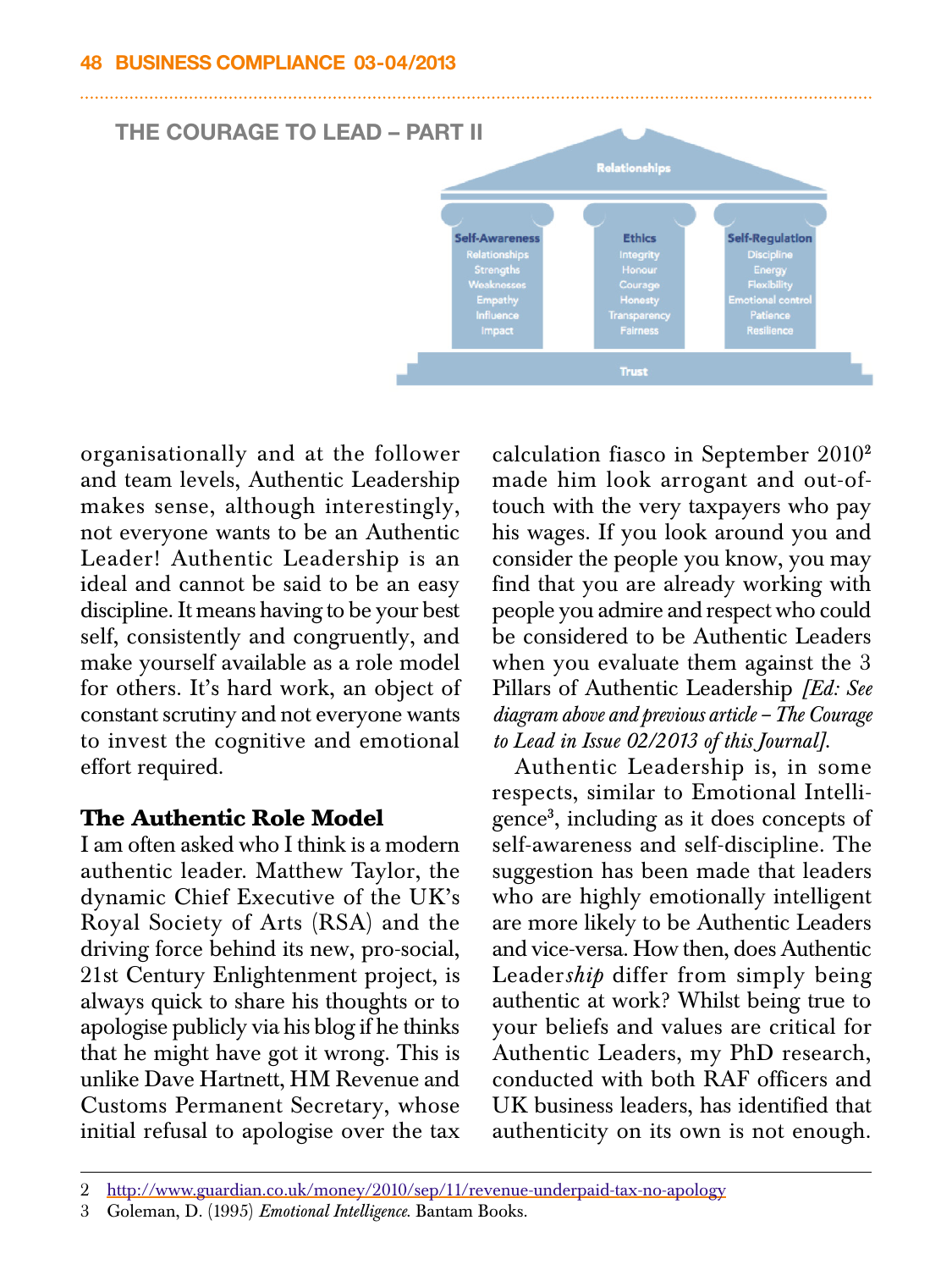## THE COURAGE TO LEAD – PART II

Relationships

| Self-Awareness | Ethics | Self-Regulation |
|---|---|---|
| Relationships | Integrity | Discipline |
| Strengths | Honour | Energy |
| Weaknesses | Courage | Flexibility |
| Empathy | Honesty | Emotional control |
| Influence | Transparency | Patience |
| Impact | Fairness | Resilience |

Trust

organisationally and at the follower and team levels, Authentic Leadership makes sense, although interestingly, not everyone wants to be an Authentic Leader! Authentic Leadership is an ideal and cannot be said to be an easy discipline. It means having to be your best self, consistently and congruently, and make yourself available as a role model for others. It's hard work, an object of constant scrutiny and not everyone wants to invest the cognitive and emotional effort required.

### The Authentic Role Model

I am often asked who I think is a modern authentic leader. Matthew Taylor, the dynamic Chief Executive of the UK's Royal Society of Arts (RSA) and the driving force behind its new, pro-social, 21st Century Enlightenment project, is always quick to share his thoughts or to apologise publicly via his blog if he thinks that he might have got it wrong. This is unlike Dave Hartnett, HM Revenue and Customs Permanent Secretary, whose initial refusal to apologise over the tax calculation fiasco in September 2010[2] made him look arrogant and out-of-touch with the very taxpayers who pay his wages. If you look around you and consider the people you know, you may find that you are already working with people you admire and respect who could be considered to be Authentic Leaders when you evaluate them against the 3 Pillars of Authentic Leadership *[Ed: See diagram above and previous article – The Courage to Lead in Issue 02/2013 of this Journal]*.

Authentic Leadership is, in some respects, similar to Emotional Intelligence[3], including as it does concepts of self-awareness and self-discipline. The suggestion has been made that leaders who are highly emotionally intelligent are more likely to be Authentic Leaders and vice-versa. How then, does Authentic Leader*ship* differ from simply being authentic at work? Whilst being true to your beliefs and values are critical for Authentic Leaders, my PhD research, conducted with both RAF officers and UK business leaders, has identified that authenticity on its own is not enough.

---

2 http://www.guardian.co.uk/money/2010/sep/11/revenue-underpaid-tax-no-apology

3 Goleman, D. (1995) *Emotional Intelligence.* Bantam Books.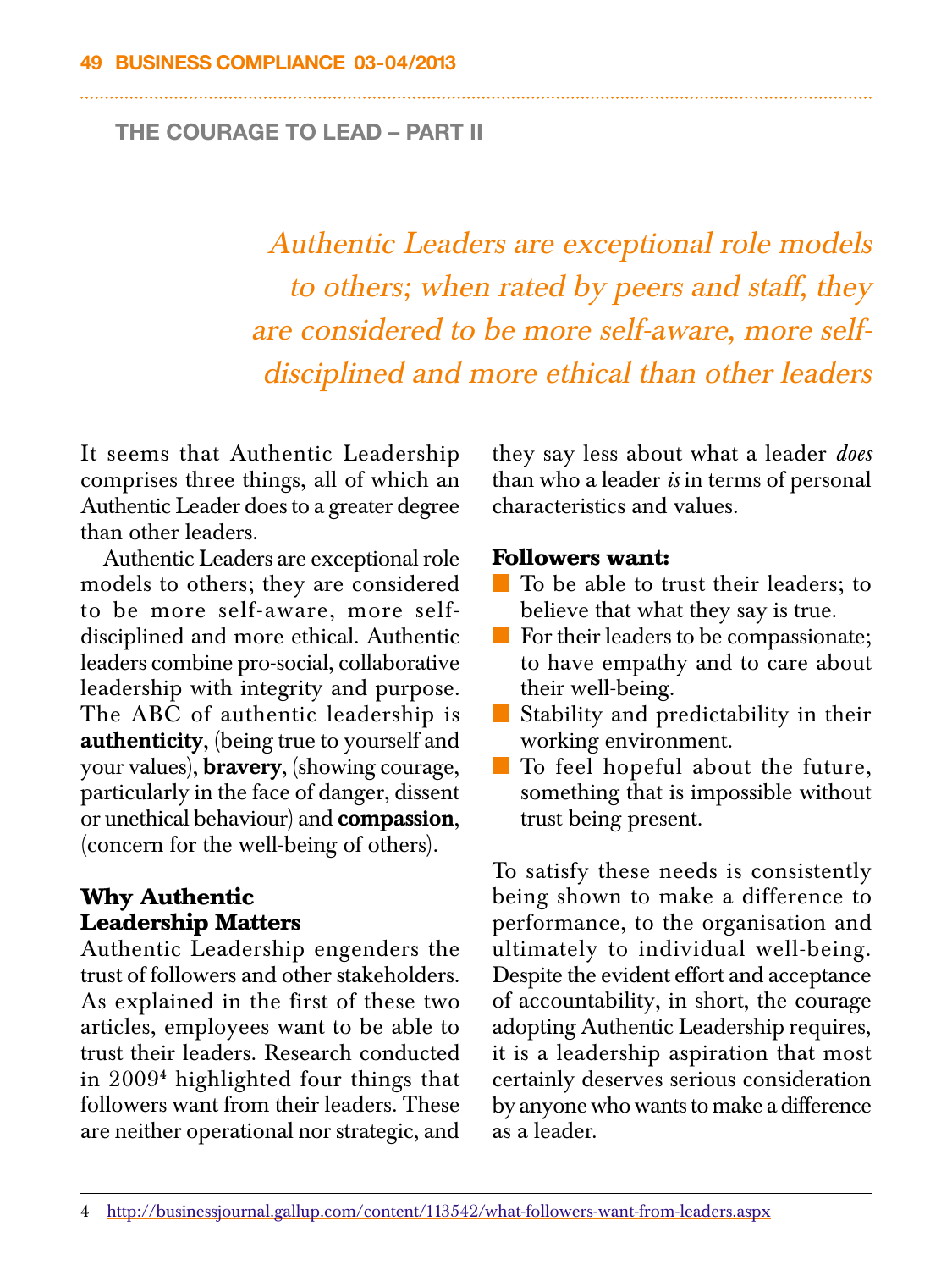*Authentic Leaders are exceptional role models to others; when rated by peers and staff, they are considered to be more self-aware, more self-disciplined and more ethical than other leaders*

It seems that Authentic Leadership comprises three things, all of which an Authentic Leader does to a greater degree than other leaders.

Authentic Leaders are exceptional role models to others; they are considered to be more self-aware, more self-disciplined and more ethical. Authentic leaders combine pro-social, collaborative leadership with integrity and purpose. The ABC of authentic leadership is **authenticity**, (being true to yourself and your values), **bravery**, (showing courage, particularly in the face of danger, dissent or unethical behaviour) and **compassion**, (concern for the well-being of others).

## Why Authentic Leadership Matters

Authentic Leadership engenders the trust of followers and other stakeholders. As explained in the first of these two articles, employees want to be able to trust their leaders. Research conducted in 2009[4] highlighted four things that followers want from their leaders. These are neither operational nor strategic, and they say less about what a leader *does* than who a leader *is* in terms of personal characteristics and values.

**Followers want:**

- To be able to trust their leaders; to believe that what they say is true.
- For their leaders to be compassionate; to have empathy and to care about their well-being.
- Stability and predictability in their working environment.
- To feel hopeful about the future, something that is impossible without trust being present.

To satisfy these needs is consistently being shown to make a difference to performance, to the organisation and ultimately to individual well-being. Despite the evident effort and acceptance of accountability, in short, the courage adopting Authentic Leadership requires, it is a leadership aspiration that most certainly deserves serious consideration by anyone who wants to make a difference as a leader.

4 http://businessjournal.gallup.com/content/113542/what-followers-want-from-leaders.aspx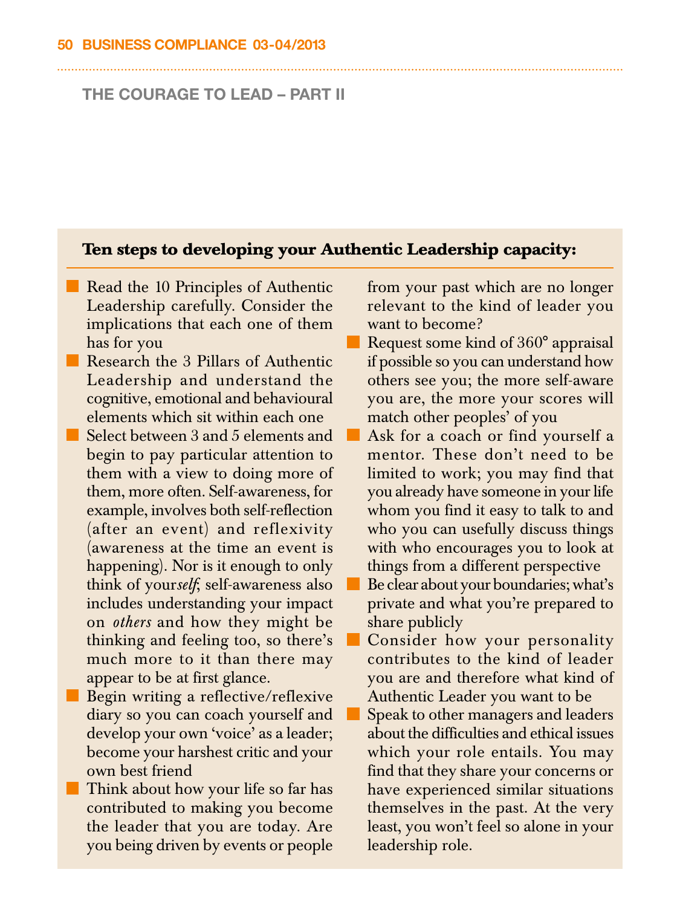## Ten steps to developing your Authentic Leadership capacity:

- Read the 10 Principles of Authentic Leadership carefully. Consider the implications that each one of them has for you
- Research the 3 Pillars of Authentic Leadership and understand the cognitive, emotional and behavioural elements which sit within each one
- Select between 3 and 5 elements and begin to pay particular attention to them with a view to doing more of them, more often. Self-awareness, for example, involves both self-reflection (after an event) and reflexivity (awareness at the time an event is happening). Nor is it enough to only think of your*self*; self-awareness also includes understanding your impact on *others* and how they might be thinking and feeling too, so there's much more to it than there may appear to be at first glance.
- Begin writing a reflective/reflexive diary so you can coach yourself and develop your own 'voice' as a leader; become your harshest critic and your own best friend
- Think about how your life so far has contributed to making you become the leader that you are today. Are you being driven by events or people from your past which are no longer relevant to the kind of leader you want to become?
- Request some kind of 360° appraisal if possible so you can understand how others see you; the more self-aware you are, the more your scores will match other peoples' of you
- Ask for a coach or find yourself a mentor. These don't need to be limited to work; you may find that you already have someone in your life whom you find it easy to talk to and who you can usefully discuss things with who encourages you to look at things from a different perspective
- Be clear about your boundaries; what's private and what you're prepared to share publicly
- Consider how your personality contributes to the kind of leader you are and therefore what kind of Authentic Leader you want to be
- Speak to other managers and leaders about the difficulties and ethical issues which your role entails. You may find that they share your concerns or have experienced similar situations themselves in the past. At the very least, you won't feel so alone in your leadership role.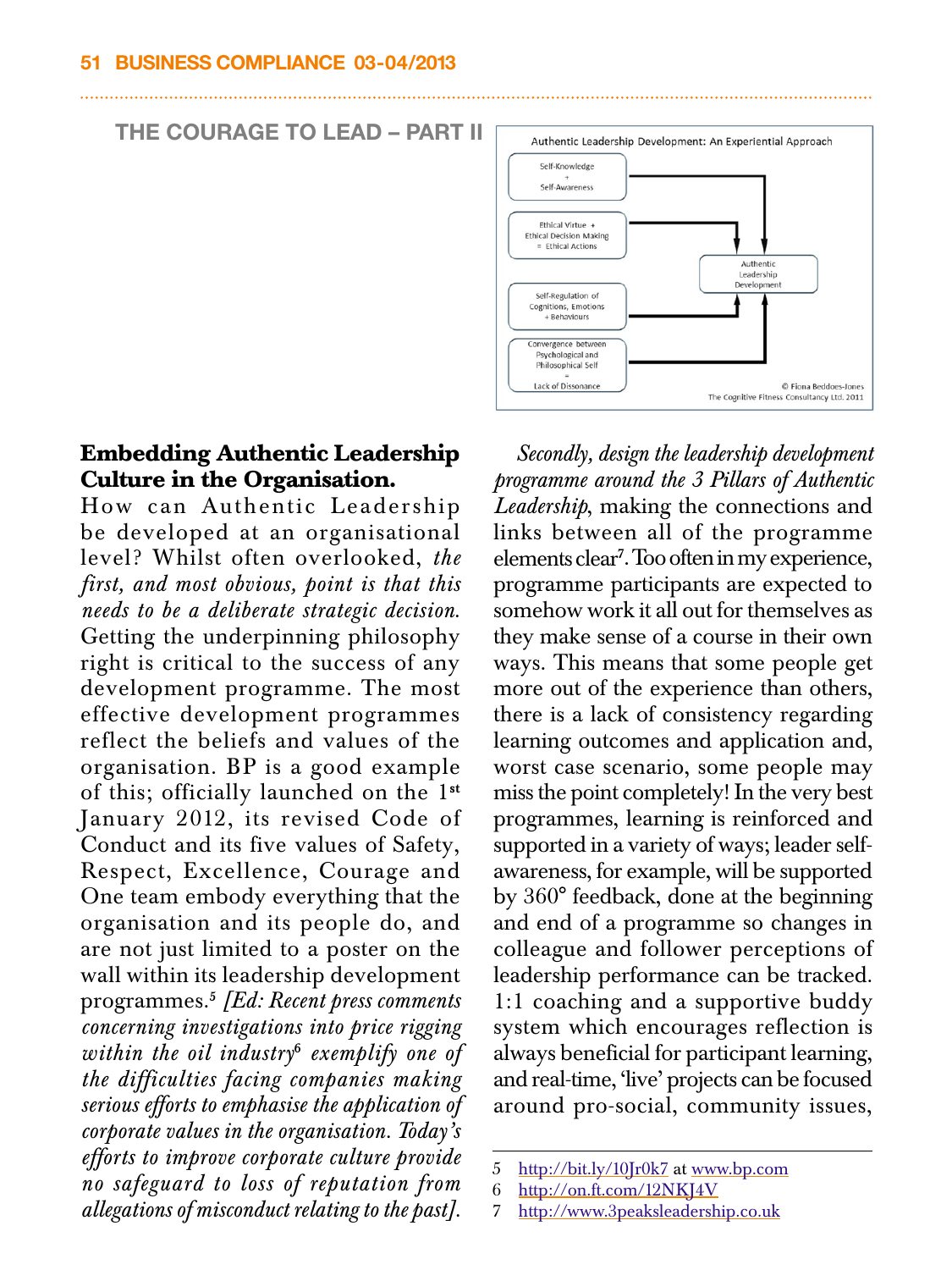## THE COURAGE TO LEAD – PART II

Authentic Leadership Development: An Experiential Approach

Self-Knowledge → Self-Awareness

Ethical Virtue + Ethical Decision Making = Ethical Actions

Self-Regulation of Cognitions, Emotions + Behaviours

Convergence between Psychological and Philosophical Self = Lack of Dissonance

Authentic Leadership Development

© Fiona Beddoes-Jones The Cognitive Fitness Consultancy Ltd. 2011

**Embedding Authentic Leadership Culture in the Organisation.**

How can Authentic Leadership be developed at an organisational level? Whilst often overlooked, *the first, and most obvious, point is that this needs to be a deliberate strategic decision.* Getting the underpinning philosophy right is critical to the success of any development programme. The most effective development programmes reflect the beliefs and values of the organisation. BP is a good example of this; officially launched on the 1st January 2012, its revised Code of Conduct and its five values of Safety, Respect, Excellence, Courage and One team embody everything that the organisation and its people do, and are not just limited to a poster on the wall within its leadership development programmes.[5] *[Ed: Recent press comments concerning investigations into price rigging within the oil industry*[6] *exemplify one of the difficulties facing companies making serious efforts to emphasise the application of corporate values in the organisation. Today's efforts to improve corporate culture provide no safeguard to loss of reputation from allegations of misconduct relating to the past].*

*Secondly, design the leadership development programme around the 3 Pillars of Authentic Leadership*, making the connections and links between all of the programme elements clear[7]. Too often in my experience, programme participants are expected to somehow work it all out for themselves as they make sense of a course in their own ways. This means that some people get more out of the experience than others, there is a lack of consistency regarding learning outcomes and application and, worst case scenario, some people may miss the point completely! In the very best programmes, learning is reinforced and supported in a variety of ways; leader self-awareness, for example, will be supported by 360° feedback, done at the beginning and end of a programme so changes in colleague and follower perceptions of leadership performance can be tracked. 1:1 coaching and a supportive buddy system which encourages reflection is always beneficial for participant learning, and real-time, 'live' projects can be focused around pro-social, community issues,

5 http://bit.ly/10Jr0k7 at www.bp.com
6 http://on.ft.com/12NKJ4V
7 http://www.3peaksleadership.co.uk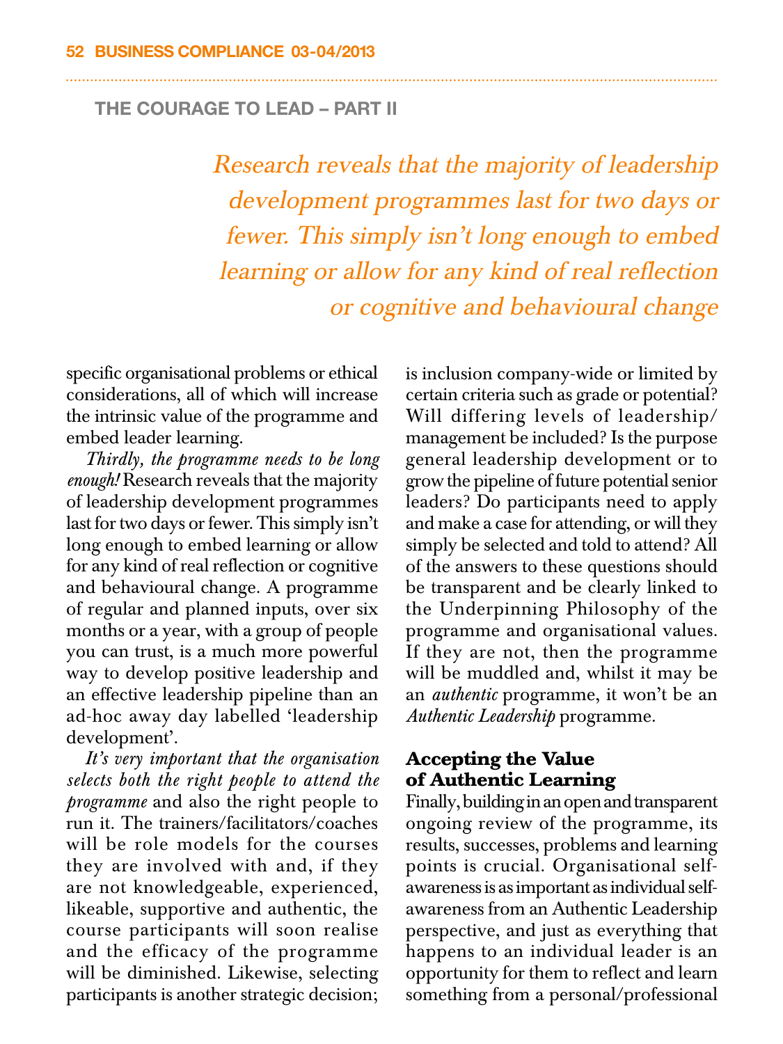*Research reveals that the majority of leadership development programmes last for two days or fewer. This simply isn't long enough to embed learning or allow for any kind of real reflection or cognitive and behavioural change*

specific organisational problems or ethical considerations, all of which will increase the intrinsic value of the programme and embed leader learning.

*Thirdly, the programme needs to be long enough!* Research reveals that the majority of leadership development programmes last for two days or fewer. This simply isn't long enough to embed learning or allow for any kind of real reflection or cognitive and behavioural change. A programme of regular and planned inputs, over six months or a year, with a group of people you can trust, is a much more powerful way to develop positive leadership and an effective leadership pipeline than an ad-hoc away day labelled 'leadership development'.

*It's very important that the organisation selects both the right people to attend the programme* and also the right people to run it. The trainers/facilitators/coaches will be role models for the courses they are involved with and, if they are not knowledgeable, experienced, likeable, supportive and authentic, the course participants will soon realise and the efficacy of the programme will be diminished. Likewise, selecting participants is another strategic decision; is inclusion company-wide or limited by certain criteria such as grade or potential? Will differing levels of leadership/management be included? Is the purpose general leadership development or to grow the pipeline of future potential senior leaders? Do participants need to apply and make a case for attending, or will they simply be selected and told to attend? All of the answers to these questions should be transparent and be clearly linked to the Underpinning Philosophy of the programme and organisational values. If they are not, then the programme will be muddled and, whilst it may be an *authentic* programme, it won't be an *Authentic Leadership* programme.

## Accepting the Value of Authentic Learning

Finally, building in an open and transparent ongoing review of the programme, its results, successes, problems and learning points is crucial. Organisational self-awareness is as important as individual self-awareness from an Authentic Leadership perspective, and just as everything that happens to an individual leader is an opportunity for them to reflect and learn something from a personal/professional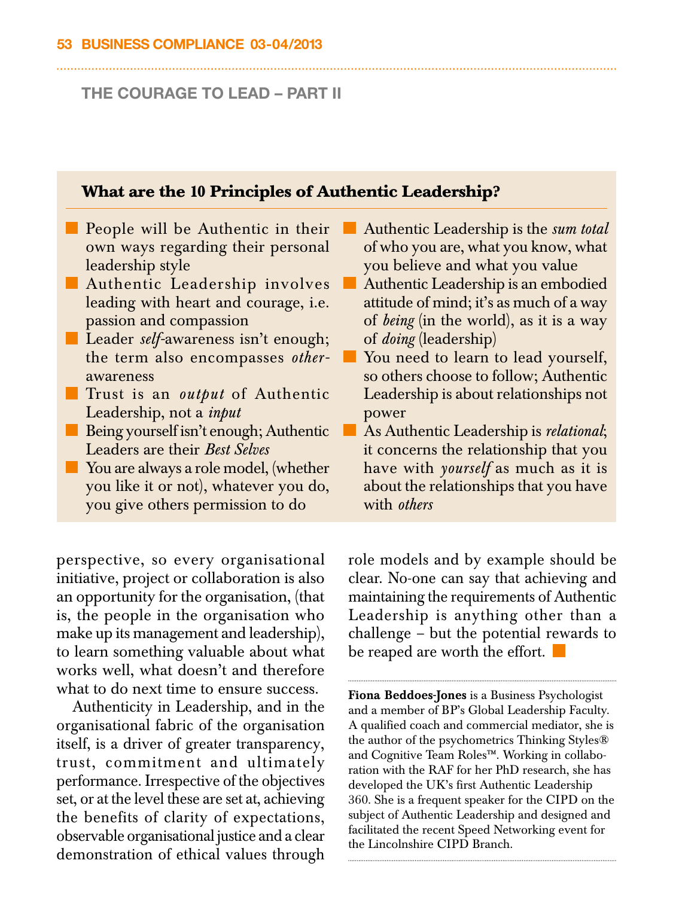### What are the 10 Principles of Authentic Leadership?

- People will be Authentic in their own ways regarding their personal leadership style
- Authentic Leadership involves leading with heart and courage, i.e. passion and compassion
- Leader *self*-awareness isn't enough; the term also encompasses *other*-awareness
- Trust is an *output* of Authentic Leadership, not a *input*
- Being yourself isn't enough; Authentic Leaders are their *Best Selves*
- You are always a role model, (whether you like it or not), whatever you do, you give others permission to do
- Authentic Leadership is the *sum total* of who you are, what you know, what you believe and what you value
- Authentic Leadership is an embodied attitude of mind; it's as much of a way of *being* (in the world), as it is a way of *doing* (leadership)
- You need to learn to lead yourself, so others choose to follow; Authentic Leadership is about relationships not power
- As Authentic Leadership is *relational*; it concerns the relationship that you have with *yourself* as much as it is about the relationships that you have with *others*

perspective, so every organisational initiative, project or collaboration is also an opportunity for the organisation, (that is, the people in the organisation who make up its management and leadership), to learn something valuable about what works well, what doesn't and therefore what to do next time to ensure success.

Authenticity in Leadership, and in the organisational fabric of the organisation itself, is a driver of greater transparency, trust, commitment and ultimately performance. Irrespective of the objectives set, or at the level these are set at, achieving the benefits of clarity of expectations, observable organisational justice and a clear demonstration of ethical values through role models and by example should be clear. No-one can say that achieving and maintaining the requirements of Authentic Leadership is anything other than a challenge – but the potential rewards to be reaped are worth the effort.

**Fiona Beddoes-Jones** is a Business Psychologist and a member of BP's Global Leadership Faculty. A qualified coach and commercial mediator, she is the author of the psychometrics Thinking Styles® and Cognitive Team Roles™. Working in collaboration with the RAF for her PhD research, she has developed the UK's first Authentic Leadership 360. She is a frequent speaker for the CIPD on the subject of Authentic Leadership and designed and facilitated the recent Speed Networking event for the Lincolnshire CIPD Branch.